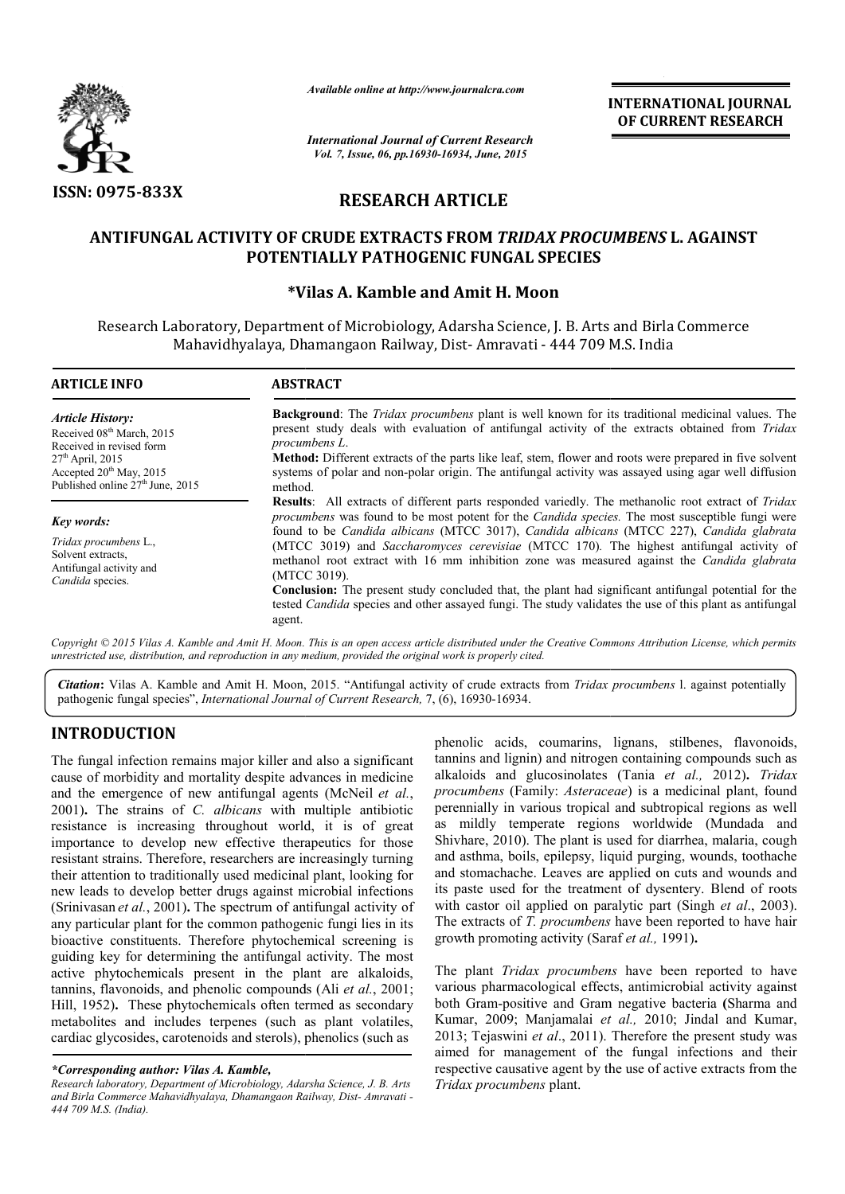ISSN: 0975-833X

*Available online at http://www.journalcra.com*

*International Journal of Current Research*
*Vol. 7, Issue, 06, pp.16930-16934, June, 2015*

**INTERNATIONAL JOURNAL OF CURRENT RESEARCH**

## RESEARCH ARTICLE

# ANTIFUNGAL ACTIVITY OF CRUDE EXTRACTS FROM *TRIDAX PROCUMBENS* L. AGAINST POTENTIALLY PATHOGENIC FUNGAL SPECIES

**\*Vilas A. Kamble and Amit H. Moon**

Research Laboratory, Department of Microbiology, Adarsha Science, J. B. Arts and Birla Commerce Mahavidhyalaya, Dhamangaon Railway, Dist- Amravati - 444 709 M.S. India

**ARTICLE INFO**

*Article History:*
Received 08th March, 2015
Received in revised form 27th April, 2015
Accepted 20th May, 2015
Published online 27th June, 2015

*Key words:*
*Tridax procumbens* L.,
Solvent extracts,
Antifungal activity and
*Candida* species.

**ABSTRACT**

**Background**: The *Tridax procumbens* plant is well known for its traditional medicinal values. The present study deals with evaluation of antifungal activity of the extracts obtained from *Tridax procumbens L.*

**Method:** Different extracts of the parts like leaf, stem, flower and roots were prepared in five solvent systems of polar and non-polar origin. The antifungal activity was assayed using agar well diffusion method.

**Results**: All extracts of different parts responded variedly. The methanolic root extract of *Tridax procumbens* was found to be most potent for the *Candida species.* The most susceptible fungi were found to be *Candida albicans* (MTCC 3017), *Candida albicans* (MTCC 227), *Candida glabrata* (MTCC 3019) and *Saccharomyces cerevisiae* (MTCC 170). The highest antifungal activity of methanol root extract with 16 mm inhibition zone was measured against the *Candida glabrata* (MTCC 3019).

**Conclusion:** The present study concluded that, the plant had significant antifungal potential for the tested *Candida* species and other assayed fungi. The study validates the use of this plant as antifungal agent.

*Copyright © 2015 Vilas A. Kamble and Amit H. Moon. This is an open access article distributed under the Creative Commons Attribution License, which permits unrestricted use, distribution, and reproduction in any medium, provided the original work is properly cited.*

***Citation*****:** Vilas A. Kamble and Amit H. Moon, 2015. "Antifungal activity of crude extracts from *Tridax procumbens* l. against potentially pathogenic fungal species", *International Journal of Current Research*, 7, (6), 16930-16934.

## INTRODUCTION

The fungal infection remains major killer and also a significant cause of morbidity and mortality despite advances in medicine and the emergence of new antifungal agents (McNeil *et al.*, 2001)**.** The strains of *C. albicans* with multiple antibiotic resistance is increasing throughout world, it is of great importance to develop new effective therapeutics for those resistant strains. Therefore, researchers are increasingly turning their attention to traditionally used medicinal plant, looking for new leads to develop better drugs against microbial infections (Srinivasan *et al.*, 2001)**.** The spectrum of antifungal activity of any particular plant for the common pathogenic fungi lies in its bioactive constituents. Therefore phytochemical screening is guiding key for determining the antifungal activity. The most active phytochemicals present in the plant are alkaloids, tannins, flavonoids, and phenolic compounds (Ali *et al.*, 2001; Hill, 1952)**.** These phytochemicals often termed as secondary metabolites and includes terpenes (such as plant volatiles, cardiac glycosides, carotenoids and sterols), phenolics (such as phenolic acids, coumarins, lignans, stilbenes, flavonoids, tannins and lignin) and nitrogen containing compounds such as alkaloids and glucosinolates (Tania *et al.,* 2012)**.** *Tridax procumbens* (Family: *Asteraceae*) is a medicinal plant, found perennially in various tropical and subtropical regions as well as mildly temperate regions worldwide (Mundada and Shivhare, 2010). The plant is used for diarrhea, malaria, cough and asthma, boils, epilepsy, liquid purging, wounds, toothache and stomachache. Leaves are applied on cuts and wounds and its paste used for the treatment of dysentery. Blend of roots with castor oil applied on paralytic part (Singh *et al*., 2003). The extracts of *T. procumbens* have been reported to have hair growth promoting activity (Saraf *et al.,* 1991)**.**

The plant *Tridax procumbens* have been reported to have various pharmacological effects, antimicrobial activity against both Gram-positive and Gram negative bacteria **(**Sharma and Kumar, 2009; Manjamalai *et al.,* 2010; Jindal and Kumar, 2013; Tejaswini *et al*., 2011). Therefore the present study was aimed for management of the fungal infections and their respective causative agent by the use of active extracts from the *Tridax procumbens* plant.

***\*Corresponding author: Vilas A. Kamble,***
*Research laboratory, Department of Microbiology, Adarsha Science, J. B. Arts and Birla Commerce Mahavidhyalaya, Dhamangaon Railway, Dist- Amravati - 444 709 M.S. (India).*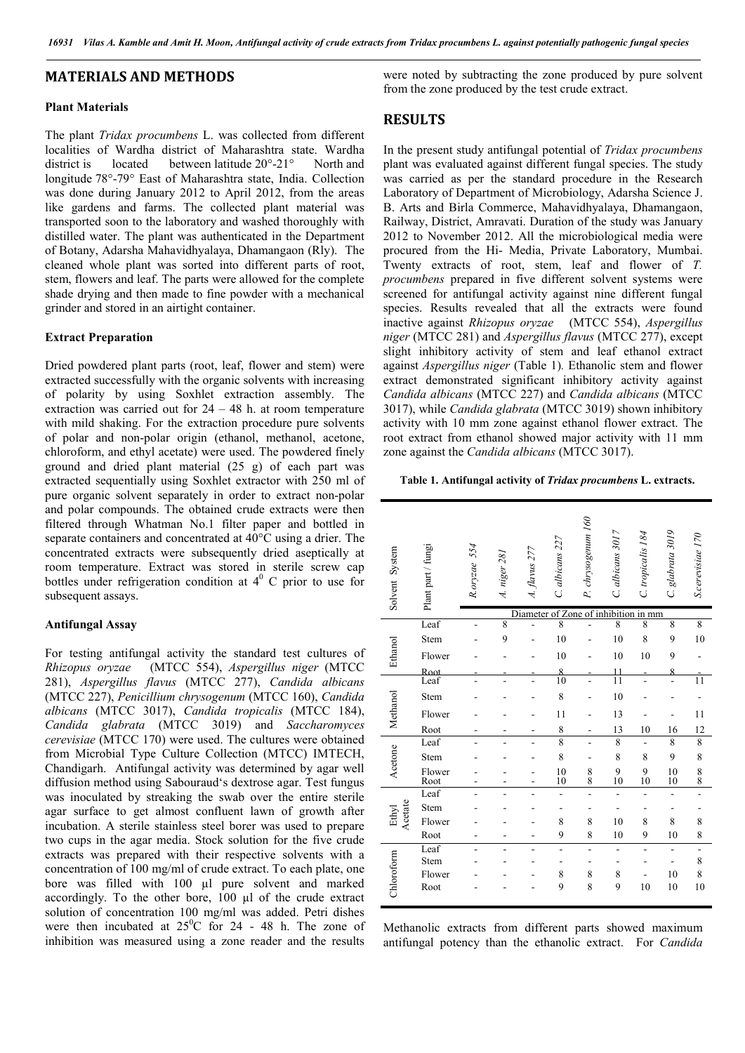# MATERIALS AND METHODS

### Plant Materials

The plant *Tridax procumbens* L. was collected from different localities of Wardha district of Maharashtra state. Wardha district is located between latitude 20°-21° North and longitude 78°-79° East of Maharashtra state, India. Collection was done during January 2012 to April 2012, from the areas like gardens and farms. The collected plant material was transported soon to the laboratory and washed thoroughly with distilled water. The plant was authenticated in the Department of Botany, Adarsha Mahavidhyalaya, Dhamangaon (Rly). The cleaned whole plant was sorted into different parts of root, stem, flowers and leaf. The parts were allowed for the complete shade drying and then made to fine powder with a mechanical grinder and stored in an airtight container.

### Extract Preparation

Dried powdered plant parts (root, leaf, flower and stem) were extracted successfully with the organic solvents with increasing of polarity by using Soxhlet extraction assembly. The extraction was carried out for 24 – 48 h. at room temperature with mild shaking. For the extraction procedure pure solvents of polar and non-polar origin (ethanol, methanol, acetone, chloroform, and ethyl acetate) were used. The powdered finely ground and dried plant material (25 g) of each part was extracted sequentially using Soxhlet extractor with 250 ml of pure organic solvent separately in order to extract non-polar and polar compounds. The obtained crude extracts were then filtered through Whatman No.1 filter paper and bottled in separate containers and concentrated at 40°C using a drier. The concentrated extracts were subsequently dried aseptically at room temperature. Extract was stored in sterile screw cap bottles under refrigeration condition at $4^0$ C prior to use for subsequent assays.

### Antifungal Assay

For testing antifungal activity the standard test cultures of *Rhizopus oryzae* (MTCC 554), *Aspergillus niger* (MTCC 281), *Aspergillus flavus* (MTCC 277), *Candida albicans* (MTCC 227), *Penicillium chrysogenum* (MTCC 160), *Candida albicans* (MTCC 3017), *Candida tropicalis* (MTCC 184), *Candida glabrata* (MTCC 3019) and *Saccharomyces cerevisiae* (MTCC 170) were used. The cultures were obtained from Microbial Type Culture Collection (MTCC) IMTECH, Chandigarh. Antifungal activity was determined by agar well diffusion method using Sabouraud's dextrose agar. Test fungus was inoculated by streaking the swab over the entire sterile agar surface to get almost confluent lawn of growth after incubation. A sterile stainless steel borer was used to prepare two cups in the agar media. Stock solution for the five crude extracts was prepared with their respective solvents with a concentration of 100 mg/ml of crude extract. To each plate, one bore was filled with 100 µl pure solvent and marked accordingly. To the other bore, 100 µl of the crude extract solution of concentration 100 mg/ml was added. Petri dishes were then incubated at $25^0$C for 24 - 48 h. The zone of inhibition was measured using a zone reader and the results were noted by subtracting the zone produced by pure solvent from the zone produced by the test crude extract.

# RESULTS

In the present study antifungal potential of *Tridax procumbens* plant was evaluated against different fungal species. The study was carried as per the standard procedure in the Research Laboratory of Department of Microbiology, Adarsha Science J. B. Arts and Birla Commerce, Mahavidhyalaya, Dhamangaon, Railway, District, Amravati. Duration of the study was January 2012 to November 2012. All the microbiological media were procured from the Hi- Media, Private Laboratory, Mumbai. Twenty extracts of root, stem, leaf and flower of *T. procumbens* prepared in five different solvent systems were screened for antifungal activity against nine different fungal species. Results revealed that all the extracts were found inactive against *Rhizopus oryzae* (MTCC 554), *Aspergillus niger* (MTCC 281) and *Aspergillus flavus* (MTCC 277), except slight inhibitory activity of stem and leaf ethanol extract against *Aspergillus niger* (Table 1). Ethanolic stem and flower extract demonstrated significant inhibitory activity against *Candida albicans* (MTCC 227) and *Candida albicans* (MTCC 3017), while *Candida glabrata* (MTCC 3019) shown inhibitory activity with 10 mm zone against ethanol flower extract. The root extract from ethanol showed major activity with 11 mm zone against the *Candida albicans* (MTCC 3017).

**Table 1. Antifungal activity of *Tridax procumbens* L. extracts.**

| Solvent System | Plant part / fungi | *R.oryzae 554* | *A. niger 281* | *A. flavus 277* | *C. albicans 227* | *P. chrysogenum 160* | *C. albicans 3017* | *C. tropicalis 184* | *C. glabrata 3019* | *S.cerevisiae 170* |
|---|---|---|---|---|---|---|---|---|---|---|
| | | Diameter of Zone of inhibition in mm | | | | | | | | |
| Ethanol | Leaf | - | 8 | - | 8 | - | 8 | 8 | 8 | 8 |
| | Stem | - | 9 | - | 10 | - | 10 | 8 | 9 | 10 |
| | Flower | - | - | - | 10 | - | 10 | 10 | 9 | - |
| | Root | - | - | - | 8 | - | 11 | - | 8 | - |
| Methanol | Leaf | - | - | - | 10 | - | 11 | - | - | 11 |
| | Stem | - | - | - | 8 | - | 10 | - | - | - |
| | Flower | - | - | - | 11 | - | 13 | - | - | 11 |
| | Root | - | - | - | 8 | - | 13 | 10 | 16 | 12 |
| Acetone | Leaf | - | - | - | 8 | - | 8 | - | 8 | 8 |
| | Stem | - | - | - | 8 | - | 8 | 8 | 9 | 8 |
| | Flower | - | - | - | 10 | 8 | 9 | 9 | 10 | 8 |
| | Root | - | - | - | 10 | 8 | 10 | 10 | 10 | 8 |
| Ethyl Acetate | Leaf | - | - | - | - | - | - | - | - | - |
| | Stem | - | - | - | - | - | - | - | - | - |
| | Flower | - | - | - | 8 | 8 | 10 | 8 | 8 | 8 |
| | Root | - | - | - | 9 | 8 | 10 | 9 | 10 | 8 |
| Chloroform | Leaf | - | - | - | - | - | - | - | - | - |
| | Stem | - | - | - | - | - | - | - | - | 8 |
| | Flower | - | - | - | 8 | 8 | 8 | - | 10 | 8 |
| | Root | - | - | - | 9 | 8 | 9 | 10 | 10 | 10 |

Methanolic extracts from different parts showed maximum antifungal potency than the ethanolic extract. For *Candida*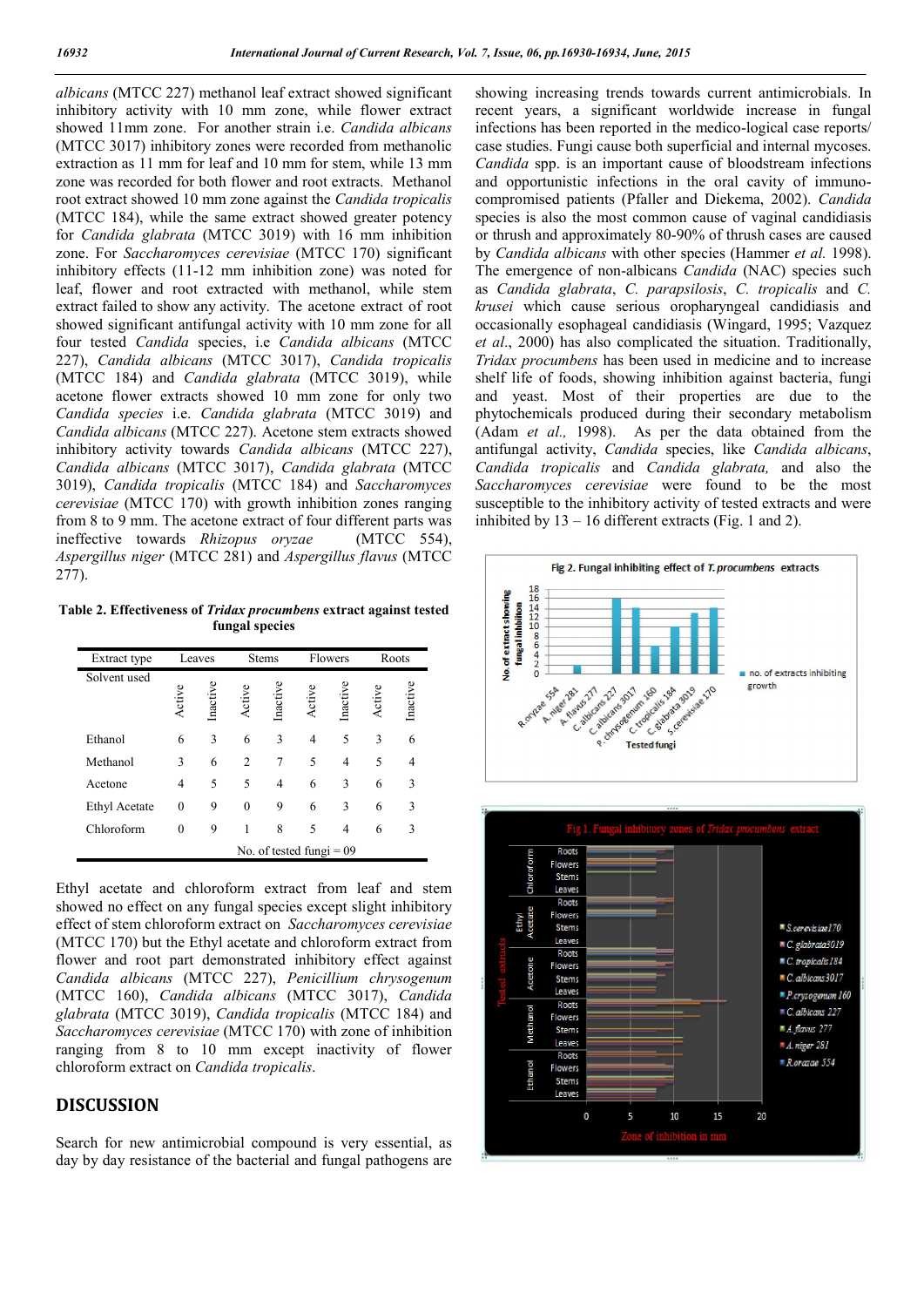*albicans* (MTCC 227) methanol leaf extract showed significant inhibitory activity with 10 mm zone, while flower extract showed 11mm zone. For another strain i.e. *Candida albicans* (MTCC 3017) inhibitory zones were recorded from methanolic extraction as 11 mm for leaf and 10 mm for stem, while 13 mm zone was recorded for both flower and root extracts. Methanol root extract showed 10 mm zone against the *Candida tropicalis* (MTCC 184), while the same extract showed greater potency for *Candida glabrata* (MTCC 3019) with 16 mm inhibition zone. For *Saccharomyces cerevisiae* (MTCC 170) significant inhibitory effects (11-12 mm inhibition zone) was noted for leaf, flower and root extracted with methanol, while stem extract failed to show any activity. The acetone extract of root showed significant antifungal activity with 10 mm zone for all four tested *Candida* species, i.e *Candida albicans* (MTCC 227), *Candida albicans* (MTCC 3017), *Candida tropicalis* (MTCC 184) and *Candida glabrata* (MTCC 3019), while acetone flower extracts showed 10 mm zone for only two *Candida species* i.e. *Candida glabrata* (MTCC 3019) and *Candida albicans* (MTCC 227). Acetone stem extracts showed inhibitory activity towards *Candida albicans* (MTCC 227), *Candida albicans* (MTCC 3017), *Candida glabrata* (MTCC 3019), *Candida tropicalis* (MTCC 184) and *Saccharomyces cerevisiae* (MTCC 170) with growth inhibition zones ranging from 8 to 9 mm. The acetone extract of four different parts was ineffective towards *Rhizopus oryzae* (MTCC 554), *Aspergillus niger* (MTCC 281) and *Aspergillus flavus* (MTCC 277).

**Table 2. Effectiveness of *Tridax procumbens* extract against tested fungal species**

| Extract type | Leaves | | Stems | | Flowers | | Roots | |
|---|---|---|---|---|---|---|---|---|
| Solvent used | Active | Inactive | Active | Inactive | Active | Inactive | Active | Inactive |
| Ethanol | 6 | 3 | 6 | 3 | 4 | 5 | 3 | 6 |
| Methanol | 3 | 6 | 2 | 7 | 5 | 4 | 5 | 4 |
| Acetone | 4 | 5 | 5 | 4 | 6 | 3 | 6 | 3 |
| Ethyl Acetate | 0 | 9 | 0 | 9 | 6 | 3 | 6 | 3 |
| Chloroform | 0 | 9 | 1 | 8 | 5 | 4 | 6 | 3 |
| No. of tested fungi = 09 | | | | | | | | |

Ethyl acetate and chloroform extract from leaf and stem showed no effect on any fungal species except slight inhibitory effect of stem chloroform extract on *Saccharomyces cerevisiae* (MTCC 170) but the Ethyl acetate and chloroform extract from flower and root part demonstrated inhibitory effect against *Candida albicans* (MTCC 227), *Penicillium chrysogenum* (MTCC 160), *Candida albicans* (MTCC 3017), *Candida glabrata* (MTCC 3019), *Candida tropicalis* (MTCC 184) and *Saccharomyces cerevisiae* (MTCC 170) with zone of inhibition ranging from 8 to 10 mm except inactivity of flower chloroform extract on *Candida tropicalis*.

## DISCUSSION

Search for new antimicrobial compound is very essential, as day by day resistance of the bacterial and fungal pathogens are showing increasing trends towards current antimicrobials. In recent years, a significant worldwide increase in fungal infections has been reported in the medico-logical case reports/ case studies. Fungi cause both superficial and internal mycoses. *Candida* spp. is an important cause of bloodstream infections and opportunistic infections in the oral cavity of immuno-compromised patients (Pfaller and Diekema, 2002). *Candida* species is also the most common cause of vaginal candidiasis or thrush and approximately 80-90% of thrush cases are caused by *Candida albicans* with other species (Hammer *et al.* 1998). The emergence of non-albicans *Candida* (NAC) species such as *Candida glabrata*, *C. parapsilosis*, *C. tropicalis* and *C. krusei* which cause serious oropharyngeal candidiasis and occasionally esophageal candidiasis (Wingard, 1995; Vazquez *et al*., 2000) has also complicated the situation. Traditionally, *Tridax procumbens* has been used in medicine and to increase shelf life of foods, showing inhibition against bacteria, fungi and yeast. Most of their properties are due to the phytochemicals produced during their secondary metabolism (Adam *et al.,* 1998). As per the data obtained from the antifungal activity, *Candida* species, like *Candida albicans*, *Candida tropicalis* and *Candida glabrata,* and also the *Saccharomyces cerevisiae* were found to be the most susceptible to the inhibitory activity of tested extracts and were inhibited by 13 – 16 different extracts (Fig. 1 and 2).

Fig 2. Fungal inhibiting effect of *T. procumbens* extracts

Fig 1. Fungal inhibitory zones of *Tridax procumbens* extract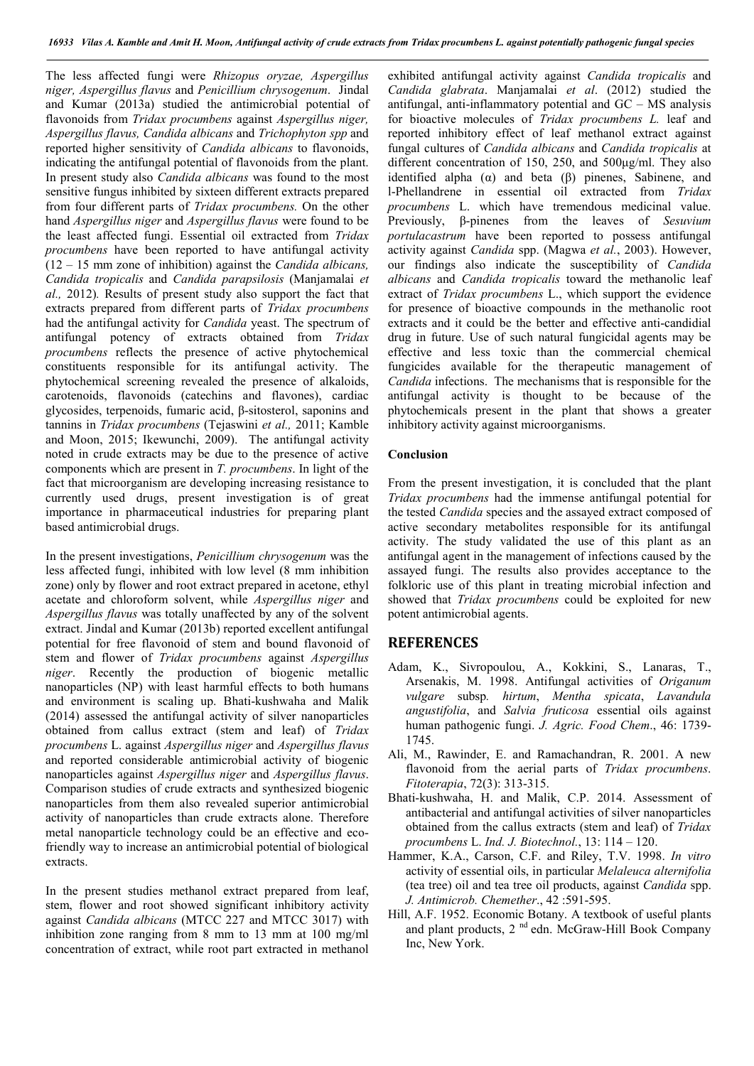The less affected fungi were *Rhizopus oryzae, Aspergillus niger, Aspergillus flavus* and *Penicillium chrysogenum*. Jindal and Kumar (2013a) studied the antimicrobial potential of flavonoids from *Tridax procumbens* against *Aspergillus niger, Aspergillus flavus, Candida albicans* and *Trichophyton spp* and reported higher sensitivity of *Candida albicans* to flavonoids, indicating the antifungal potential of flavonoids from the plant. In present study also *Candida albicans* was found to the most sensitive fungus inhibited by sixteen different extracts prepared from four different parts of *Tridax procumbens.* On the other hand *Aspergillus niger* and *Aspergillus flavus* were found to be the least affected fungi. Essential oil extracted from *Tridax procumbens* have been reported to have antifungal activity (12 – 15 mm zone of inhibition) against the *Candida albicans, Candida tropicalis* and *Candida parapsilosis* (Manjamalai *et al.,* 2012). Results of present study also support the fact that extracts prepared from different parts of *Tridax procumbens* had the antifungal activity for *Candida* yeast. The spectrum of antifungal potency of extracts obtained from *Tridax procumbens* reflects the presence of active phytochemical constituents responsible for its antifungal activity. The phytochemical screening revealed the presence of alkaloids, carotenoids, flavonoids (catechins and flavones), cardiac glycosides, terpenoids, fumaric acid, β-sitosterol, saponins and tannins in *Tridax procumbens* (Tejaswini *et al.,* 2011; Kamble and Moon, 2015; Ikewunchi, 2009). The antifungal activity noted in crude extracts may be due to the presence of active components which are present in *T. procumbens*. In light of the fact that microorganism are developing increasing resistance to currently used drugs, present investigation is of great importance in pharmaceutical industries for preparing plant based antimicrobial drugs.

In the present investigations, *Penicillium chrysogenum* was the less affected fungi, inhibited with low level (8 mm inhibition zone) only by flower and root extract prepared in acetone, ethyl acetate and chloroform solvent, while *Aspergillus niger* and *Aspergillus flavus* was totally unaffected by any of the solvent extract. Jindal and Kumar (2013b) reported excellent antifungal potential for free flavonoid of stem and bound flavonoid of stem and flower of *Tridax procumbens* against *Aspergillus niger*. Recently the production of biogenic metallic nanoparticles (NP) with least harmful effects to both humans and environment is scaling up. Bhati-kushwaha and Malik (2014) assessed the antifungal activity of silver nanoparticles obtained from callus extract (stem and leaf) of *Tridax procumbens* L. against *Aspergillus niger* and *Aspergillus flavus* and reported considerable antimicrobial activity of biogenic nanoparticles against *Aspergillus niger* and *Aspergillus flavus*. Comparison studies of crude extracts and synthesized biogenic nanoparticles from them also revealed superior antimicrobial activity of nanoparticles than crude extracts alone. Therefore metal nanoparticle technology could be an effective and eco-friendly way to increase an antimicrobial potential of biological extracts.

In the present studies methanol extract prepared from leaf, stem, flower and root showed significant inhibitory activity against *Candida albicans* (MTCC 227 and MTCC 3017) with inhibition zone ranging from 8 mm to 13 mm at 100 mg/ml concentration of extract, while root part extracted in methanol exhibited antifungal activity against *Candida tropicalis* and *Candida glabrata*. Manjamalai *et al*. (2012) studied the antifungal, anti-inflammatory potential and GC – MS analysis for bioactive molecules of *Tridax procumbens L.* leaf and reported inhibitory effect of leaf methanol extract against fungal cultures of *Candida albicans* and *Candida tropicalis* at different concentration of 150, 250, and 500µg/ml. They also identified alpha (α) and beta (β) pinenes, Sabinene, and l-Phellandrene in essential oil extracted from *Tridax procumbens* L. which have tremendous medicinal value. Previously, β-pinenes from the leaves of *Sesuvium portulacastrum* have been reported to possess antifungal activity against *Candida* spp. (Magwa *et al.*, 2003). However, our findings also indicate the susceptibility of *Candida albicans* and *Candida tropicalis* toward the methanolic leaf extract of *Tridax procumbens* L., which support the evidence for presence of bioactive compounds in the methanolic root extracts and it could be the better and effective anti-candidial drug in future. Use of such natural fungicidal agents may be effective and less toxic than the commercial chemical fungicides available for the therapeutic management of *Candida* infections. The mechanisms that is responsible for the antifungal activity is thought to be because of the phytochemicals present in the plant that shows a greater inhibitory activity against microorganisms.

### Conclusion

From the present investigation, it is concluded that the plant *Tridax procumbens* had the immense antifungal potential for the tested *Candida* species and the assayed extract composed of active secondary metabolites responsible for its antifungal activity. The study validated the use of this plant as an antifungal agent in the management of infections caused by the assayed fungi. The results also provides acceptance to the folkloric use of this plant in treating microbial infection and showed that *Tridax procumbens* could be exploited for new potent antimicrobial agents.

## REFERENCES

- Adam, K., Sivropoulou, A., Kokkini, S., Lanaras, T., Arsenakis, M. 1998. Antifungal activities of *Origanum vulgare* subsp*. hirtum*, *Mentha spicata*, *Lavandula angustifolia*, and *Salvia fruticosa* essential oils against human pathogenic fungi. *J. Agric. Food Chem*., 46: 1739-1745.
- Ali, M., Rawinder, E. and Ramachandran, R. 2001. A new flavonoid from the aerial parts of *Tridax procumbens*. *Fitoterapia*, 72(3): 313-315.
- Bhati-kushwaha, H. and Malik, C.P. 2014. Assessment of antibacterial and antifungal activities of silver nanoparticles obtained from the callus extracts (stem and leaf) of *Tridax procumbens* L. *Ind. J. Biotechnol.*, 13: 114 – 120.
- Hammer, K.A., Carson, C.F. and Riley, T.V. 1998. *In vitro* activity of essential oils, in particular *Melaleuca alternifolia* (tea tree) oil and tea tree oil products, against *Candida* spp. *J. Antimicrob. Chemether*., 42 :591-595.
- Hill, A.F. 1952. Economic Botany. A textbook of useful plants and plant products, 2 nd edn. McGraw-Hill Book Company Inc, New York.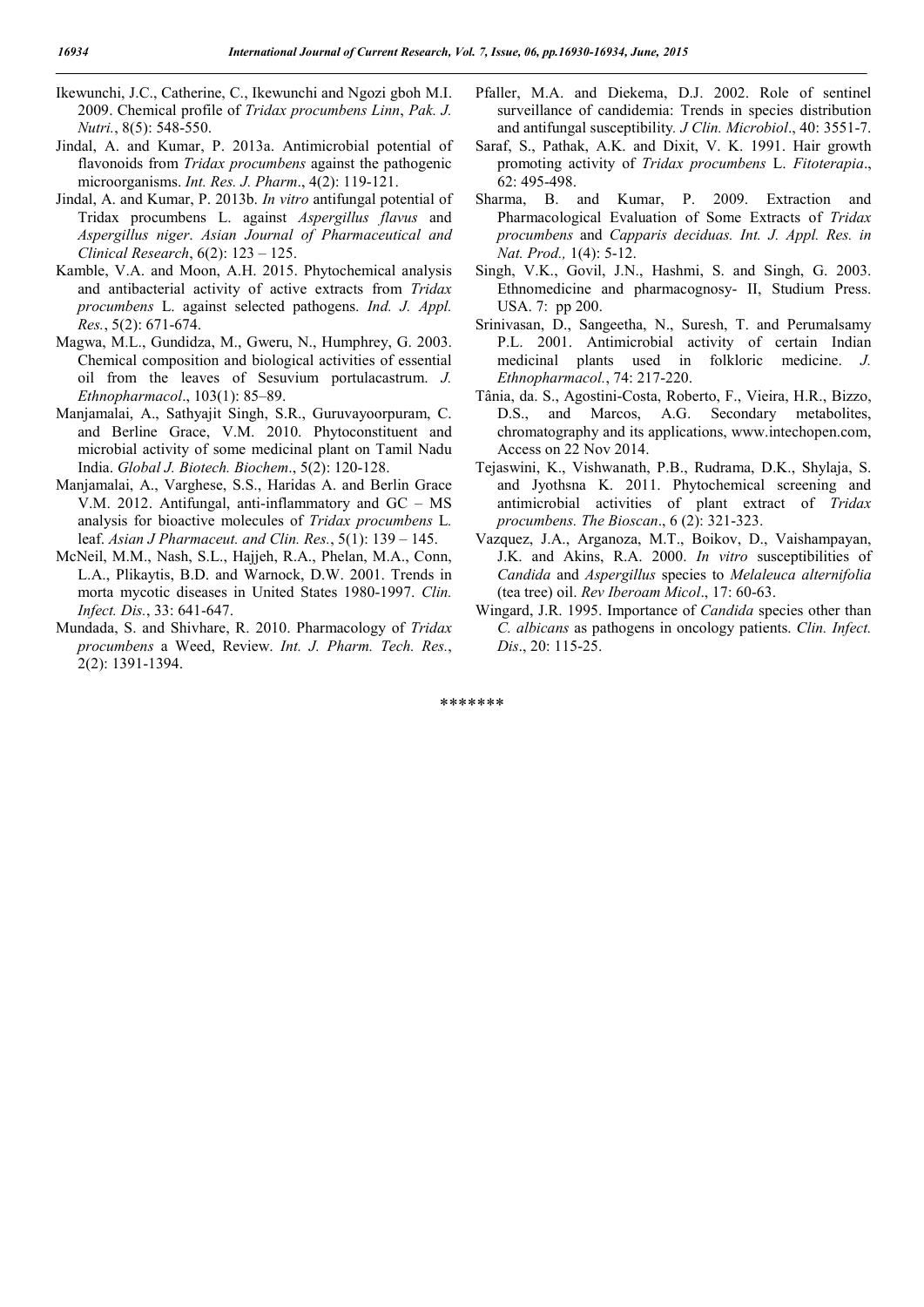Ikewunchi, J.C., Catherine, C., Ikewunchi and Ngozi gboh M.I. 2009. Chemical profile of *Tridax procumbens Linn*, *Pak. J. Nutri.*, 8(5): 548-550.

Jindal, A. and Kumar, P. 2013a. Antimicrobial potential of flavonoids from *Tridax procumbens* against the pathogenic microorganisms. *Int. Res. J. Pharm*., 4(2): 119-121.

Jindal, A. and Kumar, P. 2013b. *In vitro* antifungal potential of Tridax procumbens L. against *Aspergillus flavus* and *Aspergillus niger*. *Asian Journal of Pharmaceutical and Clinical Research*, 6(2): 123 – 125.

Kamble, V.A. and Moon, A.H. 2015. Phytochemical analysis and antibacterial activity of active extracts from *Tridax procumbens* L. against selected pathogens. *Ind. J. Appl. Res.*, 5(2): 671-674.

Magwa, M.L., Gundidza, M., Gweru, N., Humphrey, G. 2003. Chemical composition and biological activities of essential oil from the leaves of Sesuvium portulacastrum. *J. Ethnopharmacol*., 103(1): 85–89.

Manjamalai, A., Sathyajit Singh, S.R., Guruvayoorpuram, C. and Berline Grace, V.M. 2010. Phytoconstituent and microbial activity of some medicinal plant on Tamil Nadu India. *Global J. Biotech. Biochem*., 5(2): 120-128.

Manjamalai, A., Varghese, S.S., Haridas A. and Berlin Grace V.M. 2012. Antifungal, anti-inflammatory and GC – MS analysis for bioactive molecules of *Tridax procumbens* L. leaf. *Asian J Pharmaceut. and Clin. Res.*, 5(1): 139 – 145.

McNeil, M.M., Nash, S.L., Hajjeh, R.A., Phelan, M.A., Conn, L.A., Plikaytis, B.D. and Warnock, D.W. 2001. Trends in morta mycotic diseases in United States 1980-1997. *Clin. Infect. Dis.*, 33: 641-647.

Mundada, S. and Shivhare, R. 2010. Pharmacology of *Tridax procumbens* a Weed, Review. *Int. J. Pharm. Tech. Res.*, 2(2): 1391-1394.

Pfaller, M.A. and Diekema, D.J. 2002. Role of sentinel surveillance of candidemia: Trends in species distribution and antifungal susceptibility. *J Clin. Microbiol*., 40: 3551-7.

Saraf, S., Pathak, A.K. and Dixit, V. K. 1991. Hair growth promoting activity of *Tridax procumbens* L. *Fitoterapia*., 62: 495-498.

Sharma, B. and Kumar, P. 2009. Extraction and Pharmacological Evaluation of Some Extracts of *Tridax procumbens* and *Capparis deciduas. Int. J. Appl. Res. in Nat. Prod.,* 1(4): 5-12.

Singh, V.K., Govil, J.N., Hashmi, S. and Singh, G. 2003. Ethnomedicine and pharmacognosy- II, Studium Press. USA. 7: pp 200.

Srinivasan, D., Sangeetha, N., Suresh, T. and Perumalsamy P.L. 2001. Antimicrobial activity of certain Indian medicinal plants used in folkloric medicine. *J. Ethnopharmacol.*, 74: 217-220.

Tânia, da. S., Agostini-Costa, Roberto, F., Vieira, H.R., Bizzo, D.S., and Marcos, A.G. Secondary metabolites, chromatography and its applications, www.intechopen.com, Access on 22 Nov 2014.

Tejaswini, K., Vishwanath, P.B., Rudrama, D.K., Shylaja, S. and Jyothsna K. 2011. Phytochemical screening and antimicrobial activities of plant extract of *Tridax procumbens. The Bioscan*., 6 (2): 321-323.

Vazquez, J.A., Arganoza, M.T., Boikov, D., Vaishampayan, J.K. and Akins, R.A. 2000. *In vitro* susceptibilities of *Candida* and *Aspergillus* species to *Melaleuca alternifolia* (tea tree) oil. *Rev Iberoam Micol*., 17: 60-63.

Wingard, J.R. 1995. Importance of *Candida* species other than *C. albicans* as pathogens in oncology patients. *Clin. Infect. Dis*., 20: 115-25.

*******